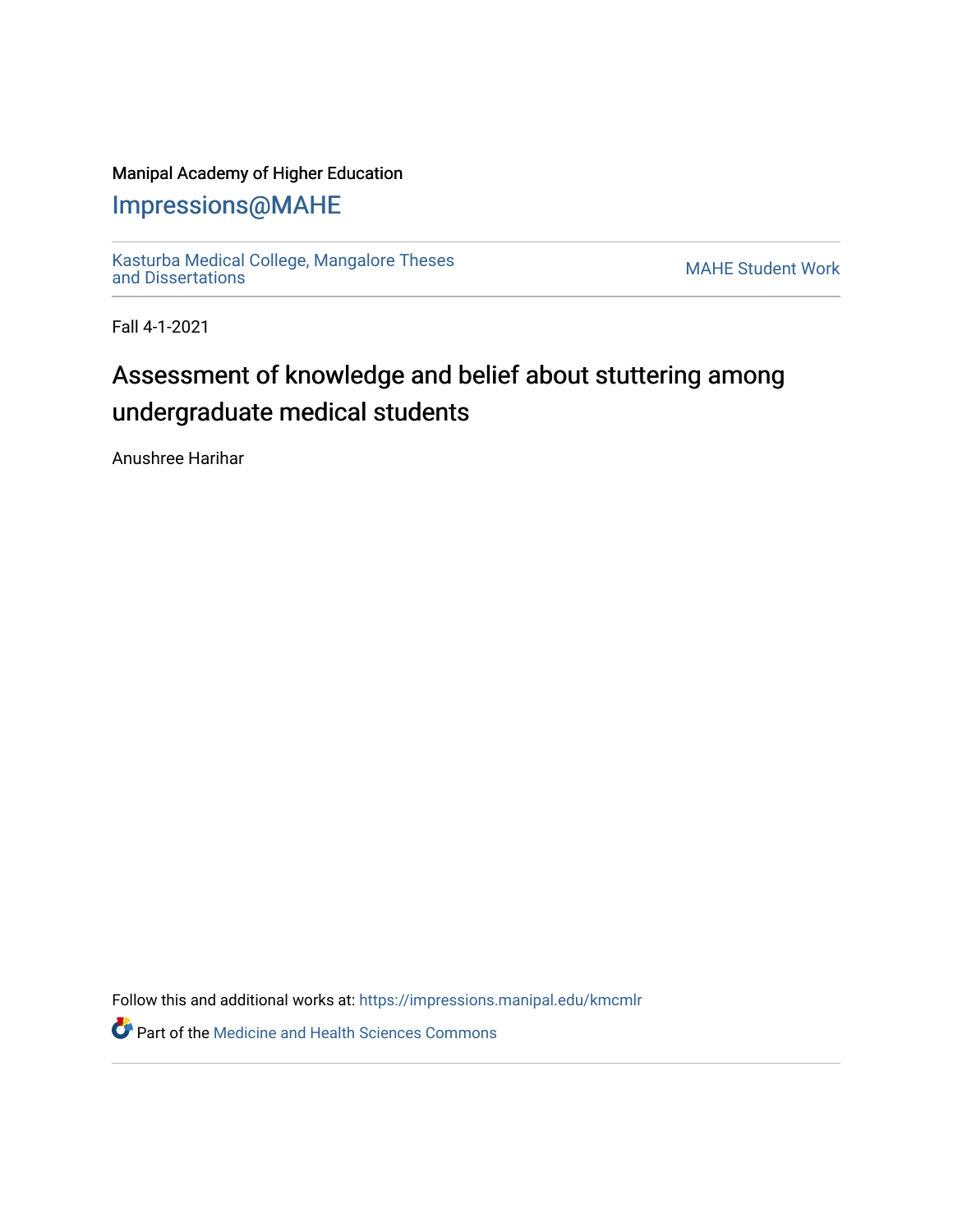Manipal Academy of Higher Education

# Impressions@MAHE

Kasturba Medical College, Mangalore Theses and Dissertations

MAHE Student Work

Fall 4-1-2021

## Assessment of knowledge and belief about stuttering among undergraduate medical students

Anushree Harihar

Follow this and additional works at: https://impressions.manipal.edu/kmcmlr

Part of the Medicine and Health Sciences Commons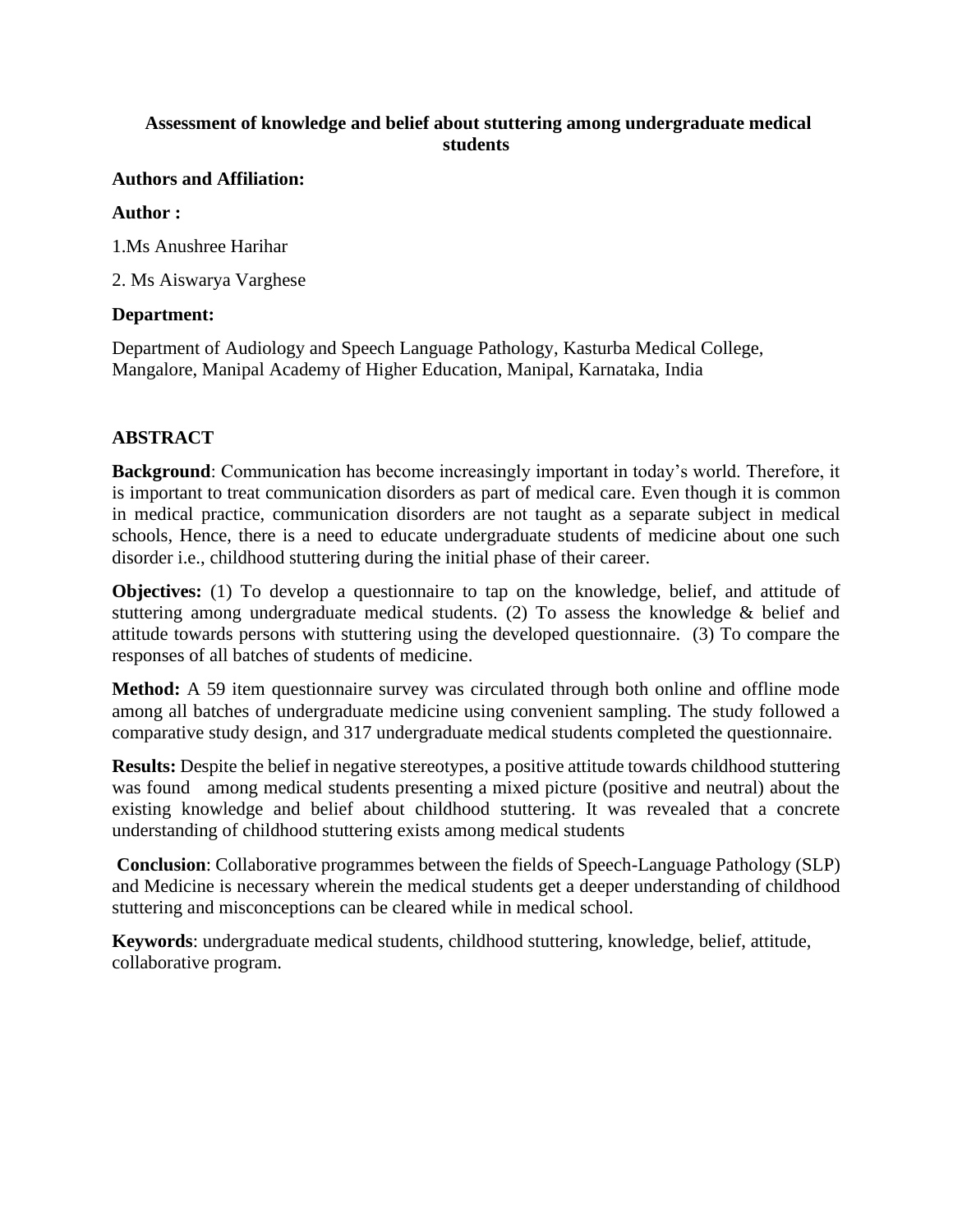# Assessment of knowledge and belief about stuttering among undergraduate medical students

**Authors and Affiliation:**

**Author :**

1.Ms Anushree Harihar

2. Ms Aiswarya Varghese

**Department:**

Department of Audiology and Speech Language Pathology, Kasturba Medical College, Mangalore, Manipal Academy of Higher Education, Manipal, Karnataka, India

## ABSTRACT

**Background**: Communication has become increasingly important in today's world. Therefore, it is important to treat communication disorders as part of medical care. Even though it is common in medical practice, communication disorders are not taught as a separate subject in medical schools, Hence, there is a need to educate undergraduate students of medicine about one such disorder i.e., childhood stuttering during the initial phase of their career.

**Objectives:** (1) To develop a questionnaire to tap on the knowledge, belief, and attitude of stuttering among undergraduate medical students. (2) To assess the knowledge & belief and attitude towards persons with stuttering using the developed questionnaire. (3) To compare the responses of all batches of students of medicine.

**Method:** A 59 item questionnaire survey was circulated through both online and offline mode among all batches of undergraduate medicine using convenient sampling. The study followed a comparative study design, and 317 undergraduate medical students completed the questionnaire.

**Results:** Despite the belief in negative stereotypes, a positive attitude towards childhood stuttering was found among medical students presenting a mixed picture (positive and neutral) about the existing knowledge and belief about childhood stuttering. It was revealed that a concrete understanding of childhood stuttering exists among medical students

**Conclusion**: Collaborative programmes between the fields of Speech-Language Pathology (SLP) and Medicine is necessary wherein the medical students get a deeper understanding of childhood stuttering and misconceptions can be cleared while in medical school.

**Keywords**: undergraduate medical students, childhood stuttering, knowledge, belief, attitude, collaborative program.